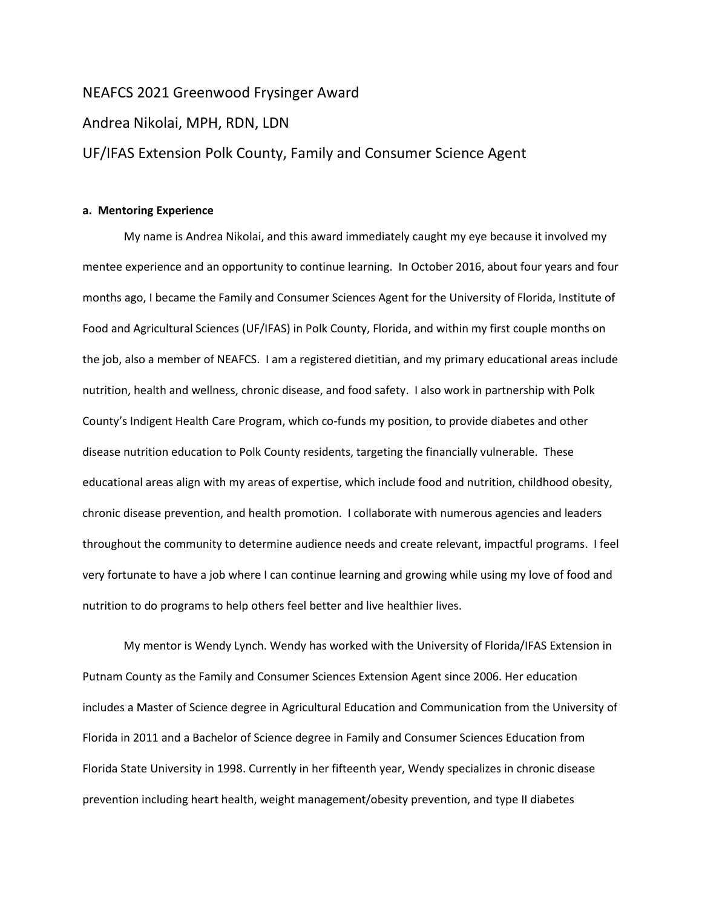NEAFCS 2021 Greenwood Frysinger Award

Andrea Nikolai, MPH, RDN, LDN

UF/IFAS Extension Polk County, Family and Consumer Science Agent

**a. Mentoring Experience**

My name is Andrea Nikolai, and this award immediately caught my eye because it involved my mentee experience and an opportunity to continue learning. In October 2016, about four years and four months ago, I became the Family and Consumer Sciences Agent for the University of Florida, Institute of Food and Agricultural Sciences (UF/IFAS) in Polk County, Florida, and within my first couple months on the job, also a member of NEAFCS. I am a registered dietitian, and my primary educational areas include nutrition, health and wellness, chronic disease, and food safety. I also work in partnership with Polk County's Indigent Health Care Program, which co-funds my position, to provide diabetes and other disease nutrition education to Polk County residents, targeting the financially vulnerable. These educational areas align with my areas of expertise, which include food and nutrition, childhood obesity, chronic disease prevention, and health promotion. I collaborate with numerous agencies and leaders throughout the community to determine audience needs and create relevant, impactful programs. I feel very fortunate to have a job where I can continue learning and growing while using my love of food and nutrition to do programs to help others feel better and live healthier lives.

My mentor is Wendy Lynch. Wendy has worked with the University of Florida/IFAS Extension in Putnam County as the Family and Consumer Sciences Extension Agent since 2006. Her education includes a Master of Science degree in Agricultural Education and Communication from the University of Florida in 2011 and a Bachelor of Science degree in Family and Consumer Sciences Education from Florida State University in 1998. Currently in her fifteenth year, Wendy specializes in chronic disease prevention including heart health, weight management/obesity prevention, and type II diabetes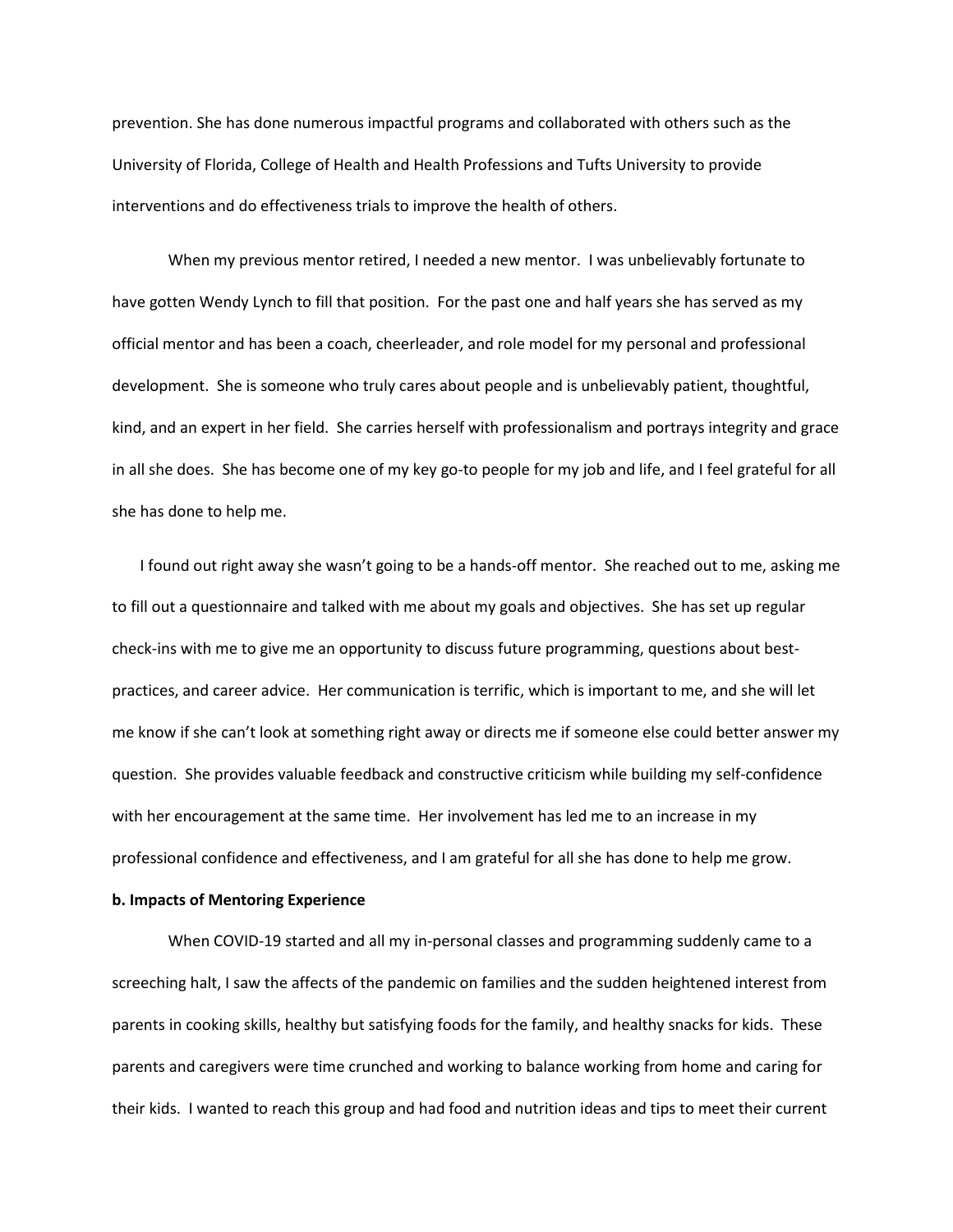prevention. She has done numerous impactful programs and collaborated with others such as the University of Florida, College of Health and Health Professions and Tufts University to provide interventions and do effectiveness trials to improve the health of others.

When my previous mentor retired, I needed a new mentor. I was unbelievably fortunate to have gotten Wendy Lynch to fill that position. For the past one and half years she has served as my official mentor and has been a coach, cheerleader, and role model for my personal and professional development. She is someone who truly cares about people and is unbelievably patient, thoughtful, kind, and an expert in her field. She carries herself with professionalism and portrays integrity and grace in all she does. She has become one of my key go-to people for my job and life, and I feel grateful for all she has done to help me.

I found out right away she wasn't going to be a hands-off mentor. She reached out to me, asking me to fill out a questionnaire and talked with me about my goals and objectives. She has set up regular check-ins with me to give me an opportunity to discuss future programming, questions about best-practices, and career advice. Her communication is terrific, which is important to me, and she will let me know if she can't look at something right away or directs me if someone else could better answer my question. She provides valuable feedback and constructive criticism while building my self-confidence with her encouragement at the same time. Her involvement has led me to an increase in my professional confidence and effectiveness, and I am grateful for all she has done to help me grow.

**b. Impacts of Mentoring Experience**

When COVID-19 started and all my in-personal classes and programming suddenly came to a screeching halt, I saw the affects of the pandemic on families and the sudden heightened interest from parents in cooking skills, healthy but satisfying foods for the family, and healthy snacks for kids. These parents and caregivers were time crunched and working to balance working from home and caring for their kids. I wanted to reach this group and had food and nutrition ideas and tips to meet their current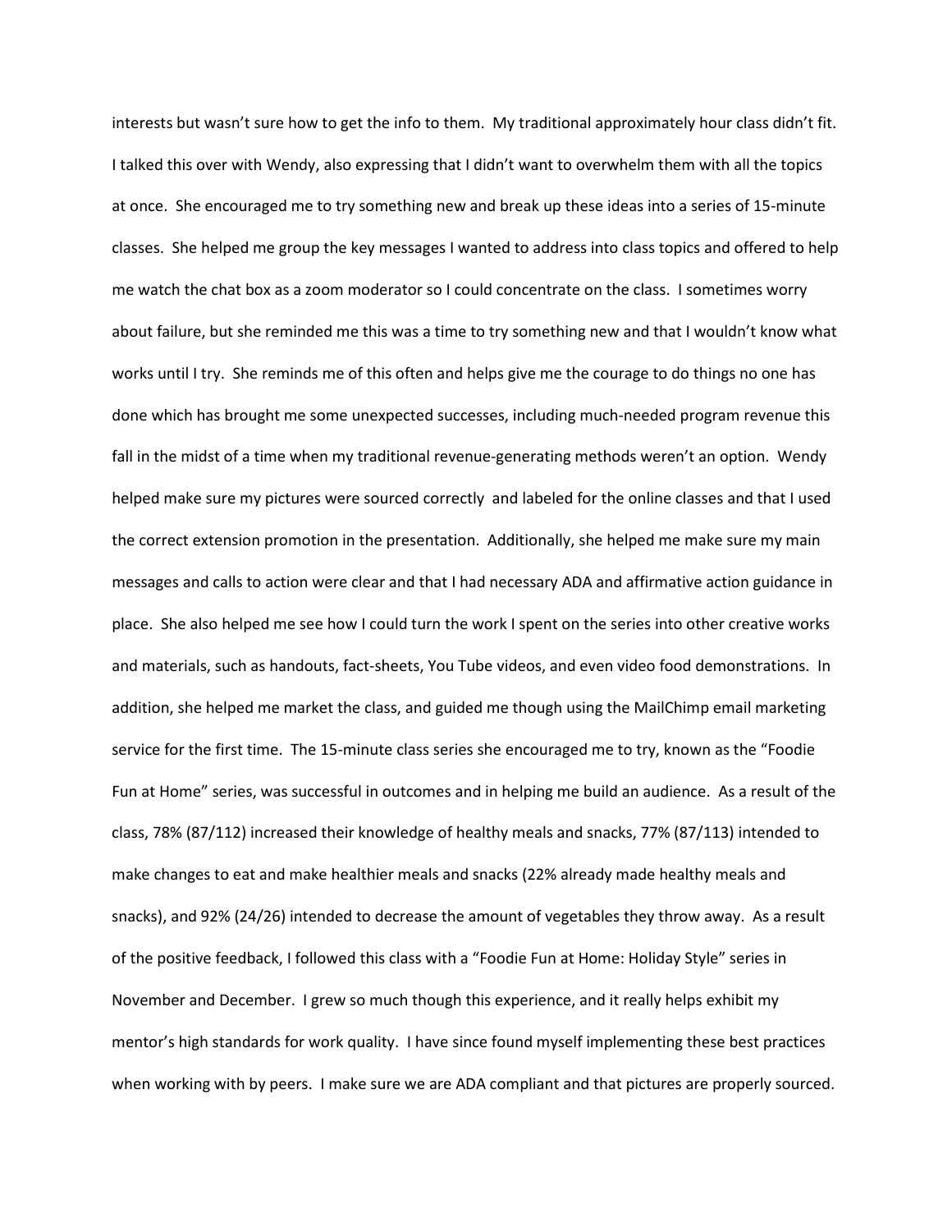interests but wasn't sure how to get the info to them. My traditional approximately hour class didn't fit. I talked this over with Wendy, also expressing that I didn't want to overwhelm them with all the topics at once. She encouraged me to try something new and break up these ideas into a series of 15-minute classes. She helped me group the key messages I wanted to address into class topics and offered to help me watch the chat box as a zoom moderator so I could concentrate on the class. I sometimes worry about failure, but she reminded me this was a time to try something new and that I wouldn't know what works until I try. She reminds me of this often and helps give me the courage to do things no one has done which has brought me some unexpected successes, including much-needed program revenue this fall in the midst of a time when my traditional revenue-generating methods weren't an option. Wendy helped make sure my pictures were sourced correctly and labeled for the online classes and that I used the correct extension promotion in the presentation. Additionally, she helped me make sure my main messages and calls to action were clear and that I had necessary ADA and affirmative action guidance in place. She also helped me see how I could turn the work I spent on the series into other creative works and materials, such as handouts, fact-sheets, You Tube videos, and even video food demonstrations. In addition, she helped me market the class, and guided me though using the MailChimp email marketing service for the first time. The 15-minute class series she encouraged me to try, known as the "Foodie Fun at Home" series, was successful in outcomes and in helping me build an audience. As a result of the class, 78% (87/112) increased their knowledge of healthy meals and snacks, 77% (87/113) intended to make changes to eat and make healthier meals and snacks (22% already made healthy meals and snacks), and 92% (24/26) intended to decrease the amount of vegetables they throw away. As a result of the positive feedback, I followed this class with a "Foodie Fun at Home: Holiday Style" series in November and December. I grew so much though this experience, and it really helps exhibit my mentor's high standards for work quality. I have since found myself implementing these best practices when working with by peers. I make sure we are ADA compliant and that pictures are properly sourced.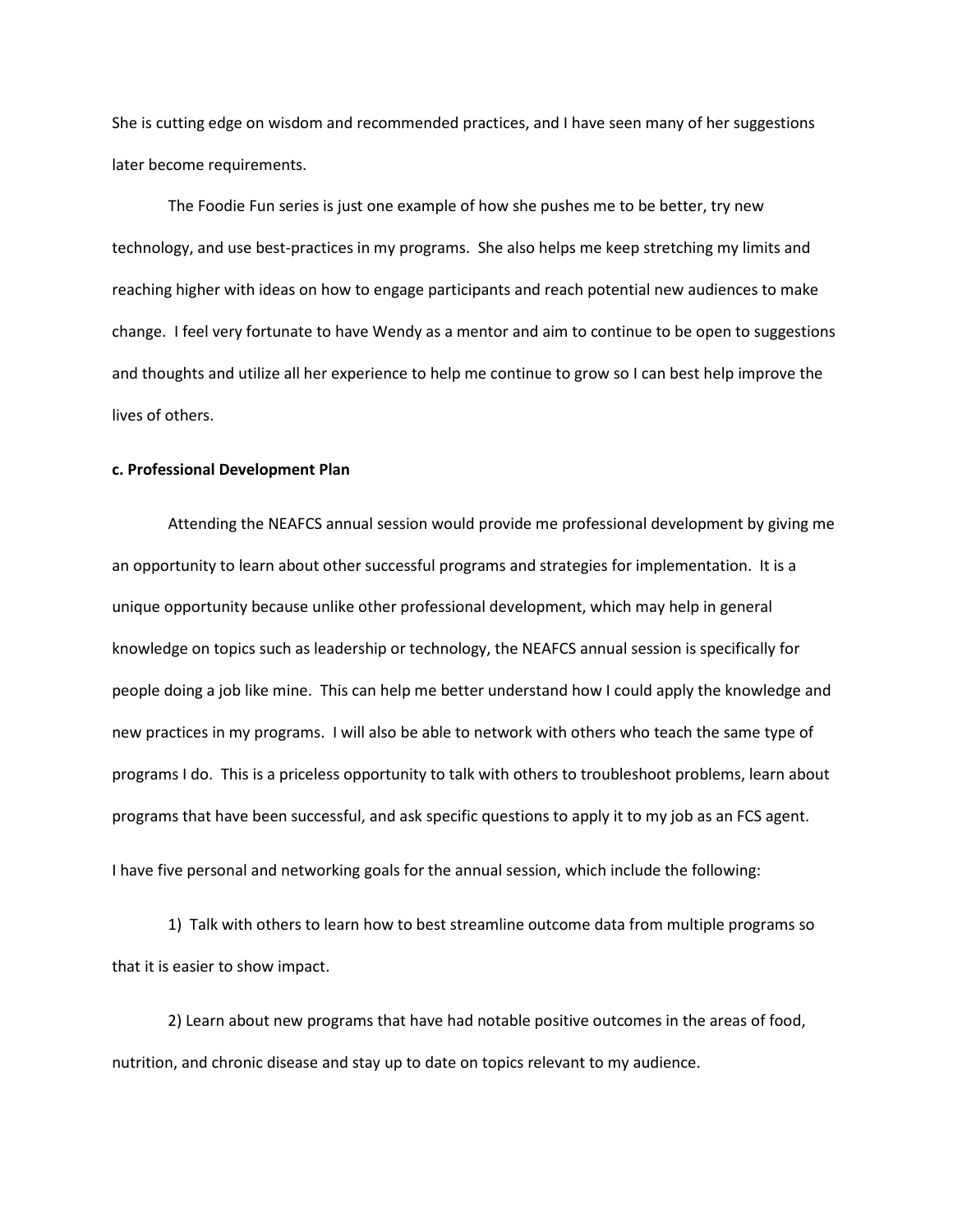She is cutting edge on wisdom and recommended practices, and I have seen many of her suggestions later become requirements.

The Foodie Fun series is just one example of how she pushes me to be better, try new technology, and use best-practices in my programs. She also helps me keep stretching my limits and reaching higher with ideas on how to engage participants and reach potential new audiences to make change. I feel very fortunate to have Wendy as a mentor and aim to continue to be open to suggestions and thoughts and utilize all her experience to help me continue to grow so I can best help improve the lives of others.

**c. Professional Development Plan**

Attending the NEAFCS annual session would provide me professional development by giving me an opportunity to learn about other successful programs and strategies for implementation. It is a unique opportunity because unlike other professional development, which may help in general knowledge on topics such as leadership or technology, the NEAFCS annual session is specifically for people doing a job like mine. This can help me better understand how I could apply the knowledge and new practices in my programs. I will also be able to network with others who teach the same type of programs I do. This is a priceless opportunity to talk with others to troubleshoot problems, learn about programs that have been successful, and ask specific questions to apply it to my job as an FCS agent.

I have five personal and networking goals for the annual session, which include the following:

1) Talk with others to learn how to best streamline outcome data from multiple programs so that it is easier to show impact.

2) Learn about new programs that have had notable positive outcomes in the areas of food, nutrition, and chronic disease and stay up to date on topics relevant to my audience.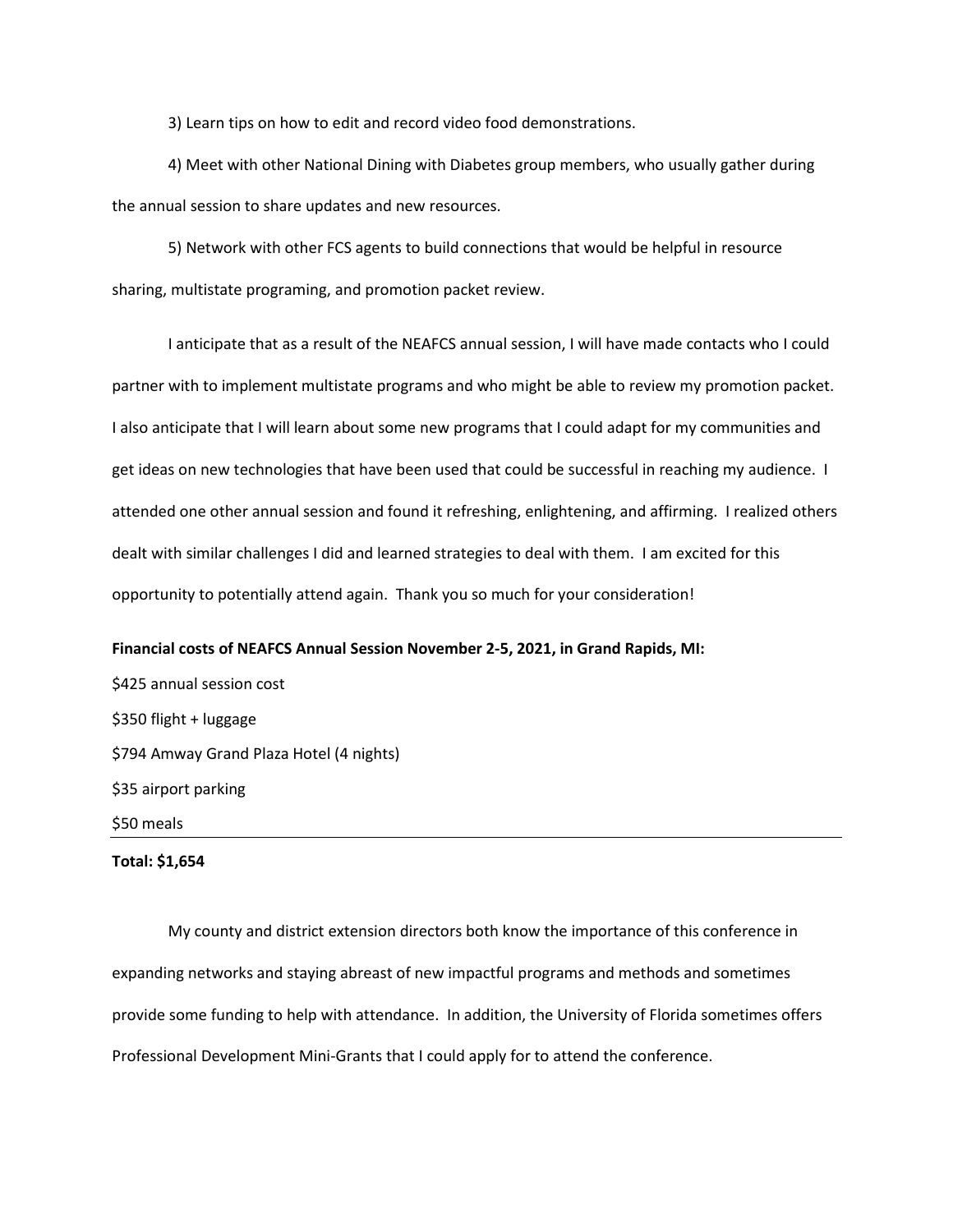3) Learn tips on how to edit and record video food demonstrations.

4) Meet with other National Dining with Diabetes group members, who usually gather during the annual session to share updates and new resources.

5) Network with other FCS agents to build connections that would be helpful in resource sharing, multistate programing, and promotion packet review.

I anticipate that as a result of the NEAFCS annual session, I will have made contacts who I could partner with to implement multistate programs and who might be able to review my promotion packet. I also anticipate that I will learn about some new programs that I could adapt for my communities and get ideas on new technologies that have been used that could be successful in reaching my audience. I attended one other annual session and found it refreshing, enlightening, and affirming. I realized others dealt with similar challenges I did and learned strategies to deal with them. I am excited for this opportunity to potentially attend again. Thank you so much for your consideration!

**Financial costs of NEAFCS Annual Session November 2-5, 2021, in Grand Rapids, MI:**

$425 annual session cost

$350 flight + luggage

$794 Amway Grand Plaza Hotel (4 nights)

$35 airport parking

$50 meals

---

**Total: $1,654**

My county and district extension directors both know the importance of this conference in expanding networks and staying abreast of new impactful programs and methods and sometimes provide some funding to help with attendance. In addition, the University of Florida sometimes offers Professional Development Mini-Grants that I could apply for to attend the conference.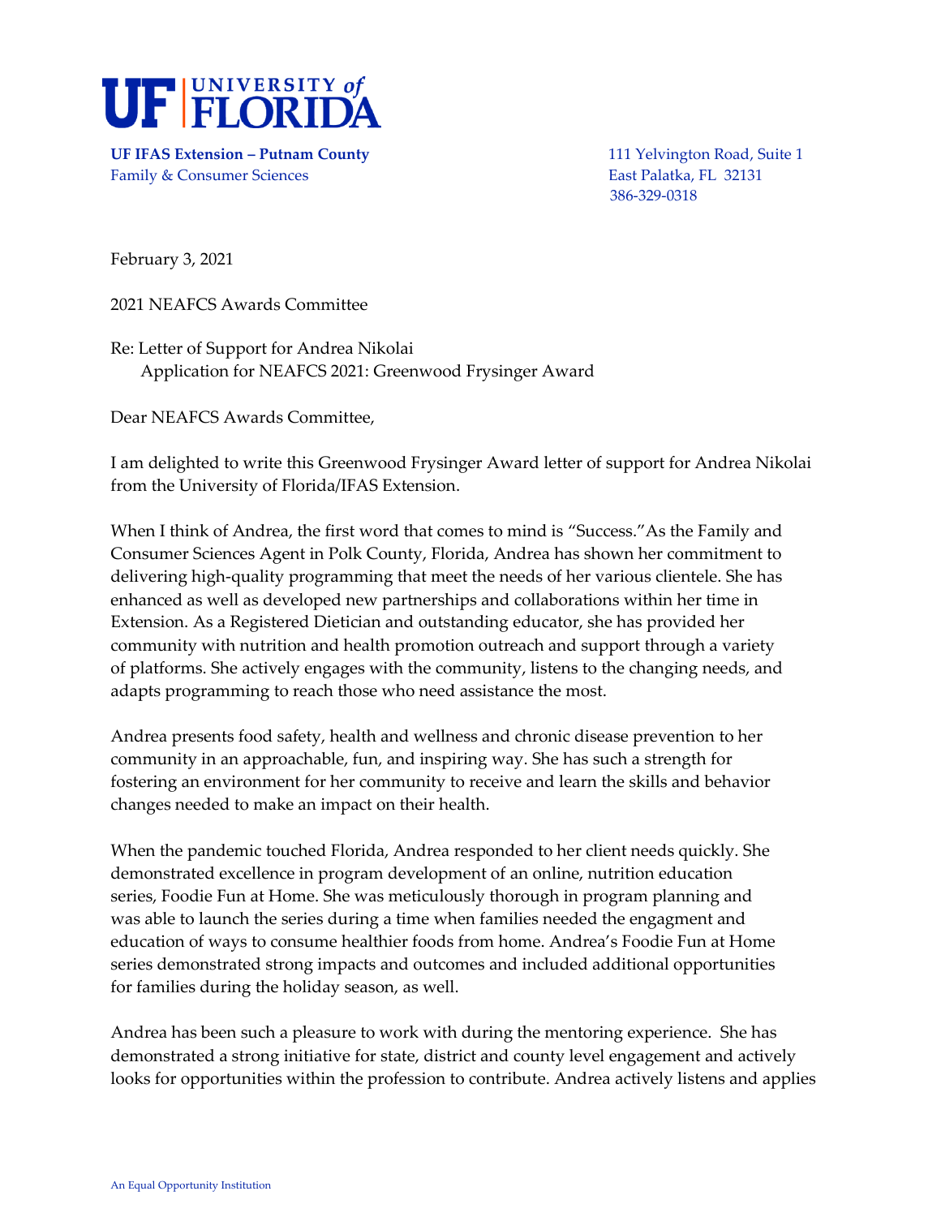**UF IFAS Extension – Putnam County**
Family & Consumer Sciences

111 Yelvington Road, Suite 1
East Palatka, FL 32131
386-329-0318

February 3, 2021

2021 NEAFCS Awards Committee

Re: Letter of Support for Andrea Nikolai
Application for NEAFCS 2021: Greenwood Frysinger Award

Dear NEAFCS Awards Committee,

I am delighted to write this Greenwood Frysinger Award letter of support for Andrea Nikolai from the University of Florida/IFAS Extension.

When I think of Andrea, the first word that comes to mind is "Success."As the Family and Consumer Sciences Agent in Polk County, Florida, Andrea has shown her commitment to delivering high-quality programming that meet the needs of her various clientele. She has enhanced as well as developed new partnerships and collaborations within her time in Extension. As a Registered Dietician and outstanding educator, she has provided her community with nutrition and health promotion outreach and support through a variety of platforms. She actively engages with the community, listens to the changing needs, and adapts programming to reach those who need assistance the most.

Andrea presents food safety, health and wellness and chronic disease prevention to her community in an approachable, fun, and inspiring way. She has such a strength for fostering an environment for her community to receive and learn the skills and behavior changes needed to make an impact on their health.

When the pandemic touched Florida, Andrea responded to her client needs quickly. She demonstrated excellence in program development of an online, nutrition education series, Foodie Fun at Home. She was meticulously thorough in program planning and was able to launch the series during a time when families needed the engagment and education of ways to consume healthier foods from home. Andrea's Foodie Fun at Home series demonstrated strong impacts and outcomes and included additional opportunities for families during the holiday season, as well.

Andrea has been such a pleasure to work with during the mentoring experience. She has demonstrated a strong initiative for state, district and county level engagement and actively looks for opportunities within the profession to contribute. Andrea actively listens and applies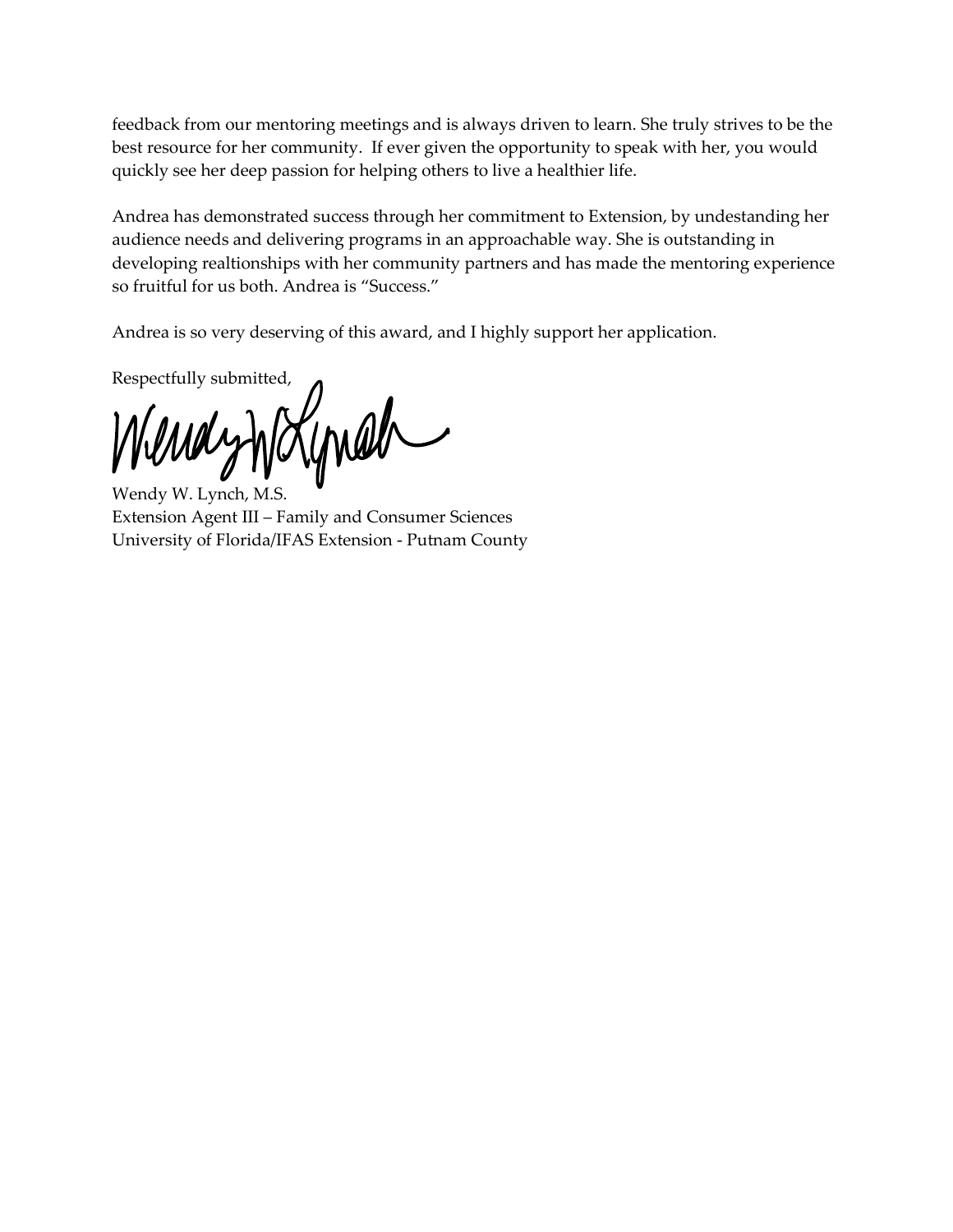feedback from our mentoring meetings and is always driven to learn. She truly strives to be the best resource for her community.  If ever given the opportunity to speak with her, you would quickly see her deep passion for helping others to live a healthier life.

Andrea has demonstrated success through her commitment to Extension, by undestanding her audience needs and delivering programs in an approachable way. She is outstanding in developing realtionships with her community partners and has made the mentoring experience so fruitful for us both. Andrea is "Success."

Andrea is so very deserving of this award, and I highly support her application.

Respectfully submitted,

Wendy W. Lynch, M.S.
Extension Agent III – Family and Consumer Sciences
University of Florida/IFAS Extension - Putnam County